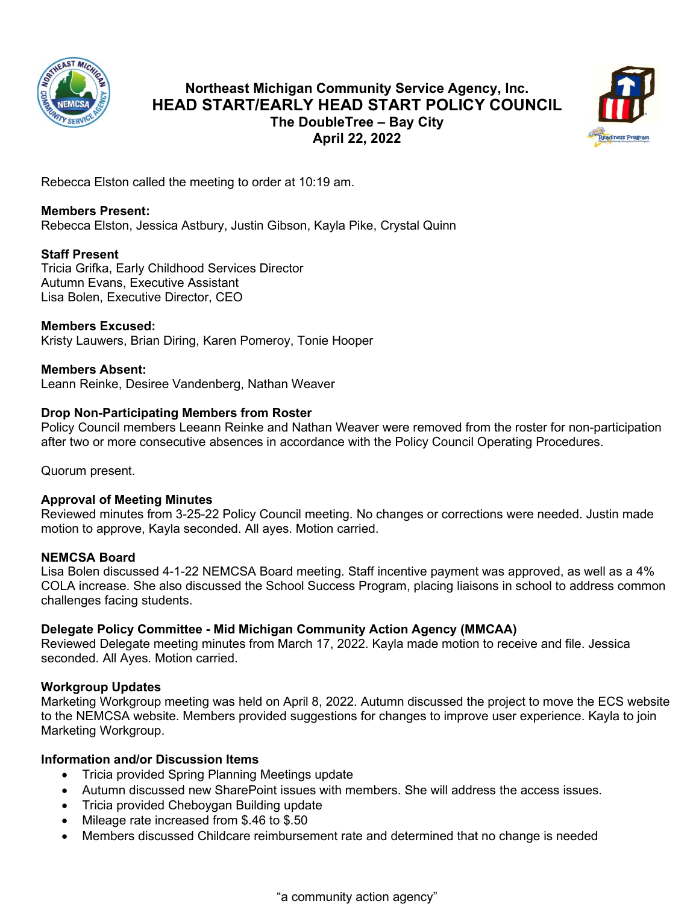# Northeast Michigan Community Service Agency, Inc.
## HEAD START/EARLY HEAD START POLICY COUNCIL
### The DoubleTree – Bay City
### April 22, 2022

Rebecca Elston called the meeting to order at 10:19 am.

**Members Present:**
Rebecca Elston, Jessica Astbury, Justin Gibson, Kayla Pike, Crystal Quinn

**Staff Present**
Tricia Grifka, Early Childhood Services Director
Autumn Evans, Executive Assistant
Lisa Bolen, Executive Director, CEO

**Members Excused:**
Kristy Lauwers, Brian Diring, Karen Pomeroy, Tonie Hooper

**Members Absent:**
Leann Reinke, Desiree Vandenberg, Nathan Weaver

**Drop Non-Participating Members from Roster**
Policy Council members Leeann Reinke and Nathan Weaver were removed from the roster for non-participation after two or more consecutive absences in accordance with the Policy Council Operating Procedures.

Quorum present.

**Approval of Meeting Minutes**
Reviewed minutes from 3-25-22 Policy Council meeting. No changes or corrections were needed. Justin made motion to approve, Kayla seconded. All ayes. Motion carried.

**NEMCSA Board**
Lisa Bolen discussed 4-1-22 NEMCSA Board meeting. Staff incentive payment was approved, as well as a 4% COLA increase. She also discussed the School Success Program, placing liaisons in school to address common challenges facing students.

**Delegate Policy Committee - Mid Michigan Community Action Agency (MMCAA)**
Reviewed Delegate meeting minutes from March 17, 2022. Kayla made motion to receive and file. Jessica seconded. All Ayes. Motion carried.

**Workgroup Updates**
Marketing Workgroup meeting was held on April 8, 2022. Autumn discussed the project to move the ECS website to the NEMCSA website. Members provided suggestions for changes to improve user experience. Kayla to join Marketing Workgroup.

**Information and/or Discussion Items**

- Tricia provided Spring Planning Meetings update
- Autumn discussed new SharePoint issues with members. She will address the access issues.
- Tricia provided Cheboygan Building update
- Mileage rate increased from $.46 to $.50
- Members discussed Childcare reimbursement rate and determined that no change is needed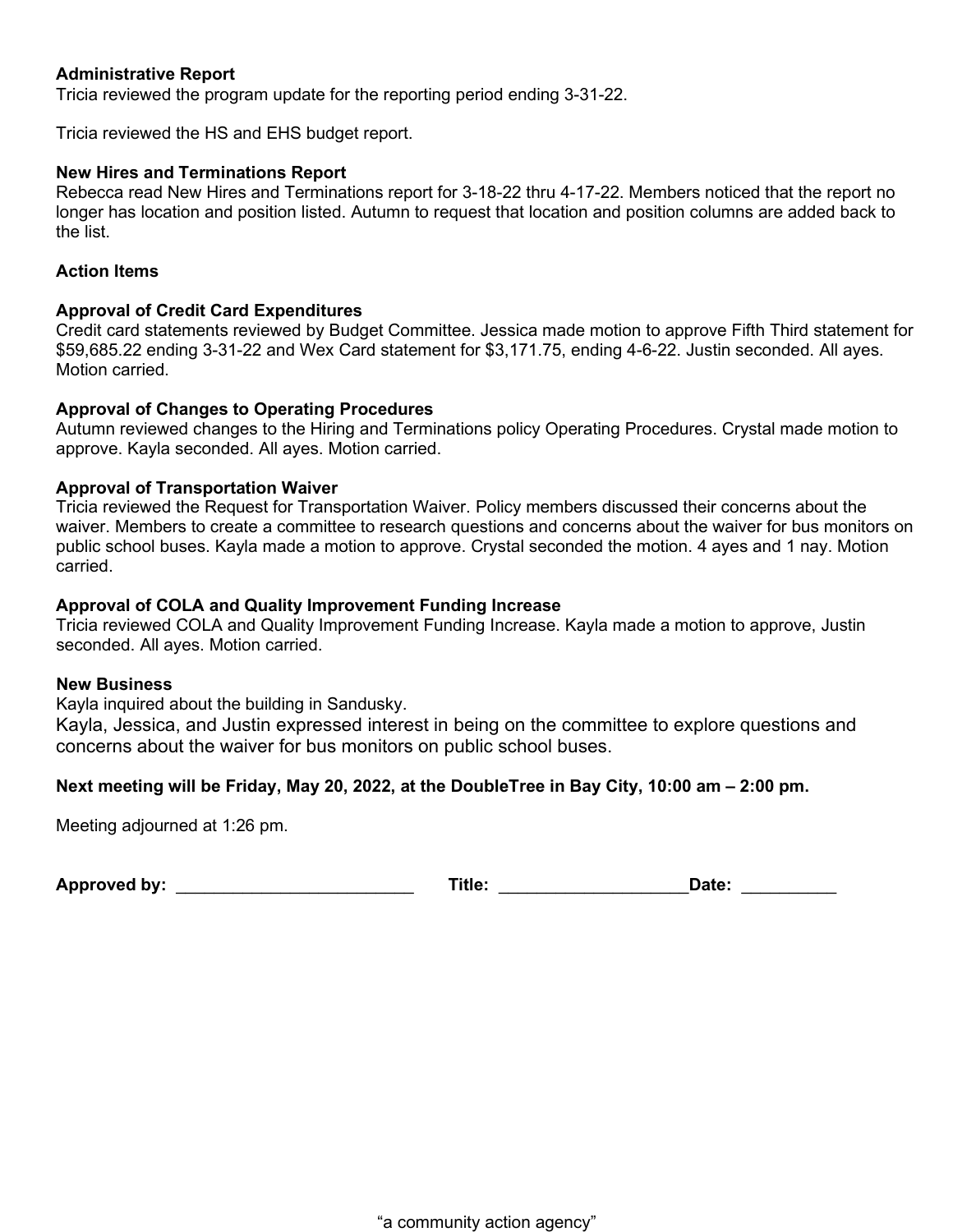**Administrative Report**

Tricia reviewed the program update for the reporting period ending 3-31-22.

Tricia reviewed the HS and EHS budget report.

**New Hires and Terminations Report**

Rebecca read New Hires and Terminations report for 3-18-22 thru 4-17-22. Members noticed that the report no longer has location and position listed. Autumn to request that location and position columns are added back to the list.

**Action Items**

**Approval of Credit Card Expenditures**

Credit card statements reviewed by Budget Committee. Jessica made motion to approve Fifth Third statement for $59,685.22 ending 3-31-22 and Wex Card statement for $3,171.75, ending 4-6-22. Justin seconded. All ayes. Motion carried.

**Approval of Changes to Operating Procedures**

Autumn reviewed changes to the Hiring and Terminations policy Operating Procedures. Crystal made motion to approve. Kayla seconded. All ayes. Motion carried.

**Approval of Transportation Waiver**

Tricia reviewed the Request for Transportation Waiver. Policy members discussed their concerns about the waiver. Members to create a committee to research questions and concerns about the waiver for bus monitors on public school buses. Kayla made a motion to approve. Crystal seconded the motion. 4 ayes and 1 nay. Motion carried.

**Approval of COLA and Quality Improvement Funding Increase**

Tricia reviewed COLA and Quality Improvement Funding Increase. Kayla made a motion to approve, Justin seconded. All ayes. Motion carried.

**New Business**

Kayla inquired about the building in Sandusky.

Kayla, Jessica, and Justin expressed interest in being on the committee to explore questions and concerns about the waiver for bus monitors on public school buses.

**Next meeting will be Friday, May 20, 2022, at the DoubleTree in Bay City, 10:00 am – 2:00 pm.**

Meeting adjourned at 1:26 pm.

**Approved by:** \_\_\_\_\_\_\_\_\_\_\_\_\_\_\_\_\_\_\_\_\_\_\_\_\_ **Title:** \_\_\_\_\_\_\_\_\_\_\_\_\_\_\_\_\_\_\_\_ **Date:** \_\_\_\_\_\_\_\_\_\_

"a community action agency"